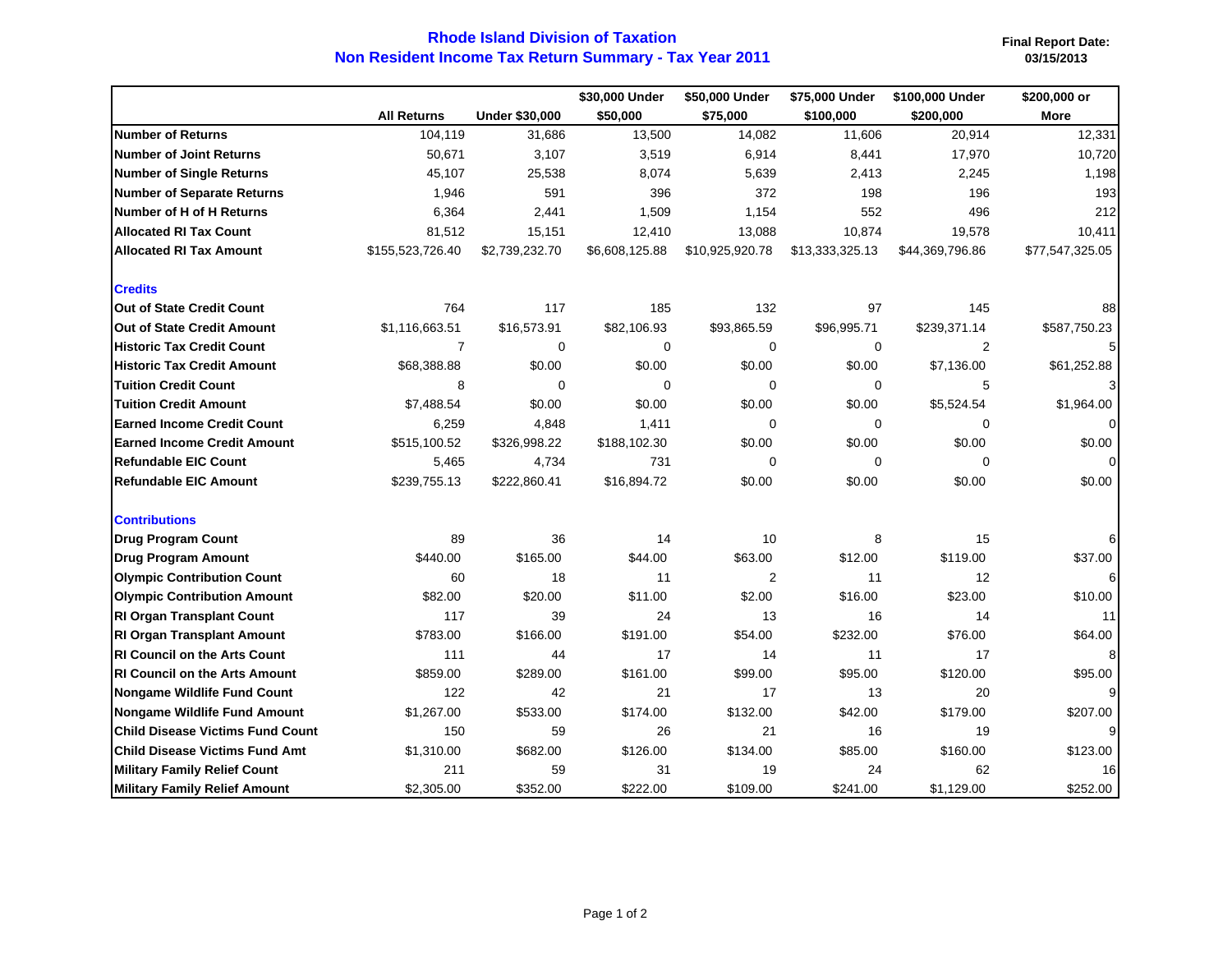# Rhode Island Division of Taxation

## Non Resident Income Tax Return Summary - Tax Year 2011

**Final Report Date: 03/15/2013**

| | All Returns | Under $30,000 | $30,000 Under $50,000 | $50,000 Under $75,000 | $75,000 Under $100,000 | $100,000 Under $200,000 | $200,000 or More |
|---|---|---|---|---|---|---|---|
| **Number of Returns** | 104,119 | 31,686 | 13,500 | 14,082 | 11,606 | 20,914 | 12,331 |
| **Number of Joint Returns** | 50,671 | 3,107 | 3,519 | 6,914 | 8,441 | 17,970 | 10,720 |
| **Number of Single Returns** | 45,107 | 25,538 | 8,074 | 5,639 | 2,413 | 2,245 | 1,198 |
| **Number of Separate Returns** | 1,946 | 591 | 396 | 372 | 198 | 196 | 193 |
| **Number of H of H Returns** | 6,364 | 2,441 | 1,509 | 1,154 | 552 | 496 | 212 |
| **Allocated RI Tax Count** | 81,512 | 15,151 | 12,410 | 13,088 | 10,874 | 19,578 | 10,411 |
| **Allocated RI Tax Amount** | $155,523,726.40 | $2,739,232.70 | $6,608,125.88 | $10,925,920.78 | $13,333,325.13 | $44,369,796.86 | $77,547,325.05 |
| **Credits** | | | | | | | |
| **Out of State Credit Count** | 764 | 117 | 185 | 132 | 97 | 145 | 88 |
| **Out of State Credit Amount** | $1,116,663.51 | $16,573.91 | $82,106.93 | $93,865.59 | $96,995.71 | $239,371.14 | $587,750.23 |
| **Historic Tax Credit Count** | 7 | 0 | 0 | 0 | 0 | 2 | 5 |
| **Historic Tax Credit Amount** | $68,388.88 | $0.00 | $0.00 | $0.00 | $0.00 | $7,136.00 | $61,252.88 |
| **Tuition Credit Count** | 8 | 0 | 0 | 0 | 0 | 5 | 3 |
| **Tuition Credit Amount** | $7,488.54 | $0.00 | $0.00 | $0.00 | $0.00 | $5,524.54 | $1,964.00 |
| **Earned Income Credit Count** | 6,259 | 4,848 | 1,411 | 0 | 0 | 0 | 0 |
| **Earned Income Credit Amount** | $515,100.52 | $326,998.22 | $188,102.30 | $0.00 | $0.00 | $0.00 | $0.00 |
| **Refundable EIC Count** | 5,465 | 4,734 | 731 | 0 | 0 | 0 | 0 |
| **Refundable EIC Amount** | $239,755.13 | $222,860.41 | $16,894.72 | $0.00 | $0.00 | $0.00 | $0.00 |
| **Contributions** | | | | | | | |
| **Drug Program Count** | 89 | 36 | 14 | 10 | 8 | 15 | 6 |
| **Drug Program Amount** | $440.00 | $165.00 | $44.00 | $63.00 | $12.00 | $119.00 | $37.00 |
| **Olympic Contribution Count** | 60 | 18 | 11 | 2 | 11 | 12 | 6 |
| **Olympic Contribution Amount** | $82.00 | $20.00 | $11.00 | $2.00 | $16.00 | $23.00 | $10.00 |
| **RI Organ Transplant Count** | 117 | 39 | 24 | 13 | 16 | 14 | 11 |
| **RI Organ Transplant Amount** | $783.00 | $166.00 | $191.00 | $54.00 | $232.00 | $76.00 | $64.00 |
| **RI Council on the Arts Count** | 111 | 44 | 17 | 14 | 11 | 17 | 8 |
| **RI Council on the Arts Amount** | $859.00 | $289.00 | $161.00 | $99.00 | $95.00 | $120.00 | $95.00 |
| **Nongame Wildlife Fund Count** | 122 | 42 | 21 | 17 | 13 | 20 | 9 |
| **Nongame Wildlife Fund Amount** | $1,267.00 | $533.00 | $174.00 | $132.00 | $42.00 | $179.00 | $207.00 |
| **Child Disease Victims Fund Count** | 150 | 59 | 26 | 21 | 16 | 19 | 9 |
| **Child Disease Victims Fund Amt** | $1,310.00 | $682.00 | $126.00 | $134.00 | $85.00 | $160.00 | $123.00 |
| **Military Family Relief Count** | 211 | 59 | 31 | 19 | 24 | 62 | 16 |
| **Military Family Relief Amount** | $2,305.00 | $352.00 | $222.00 | $109.00 | $241.00 | $1,129.00 | $252.00 |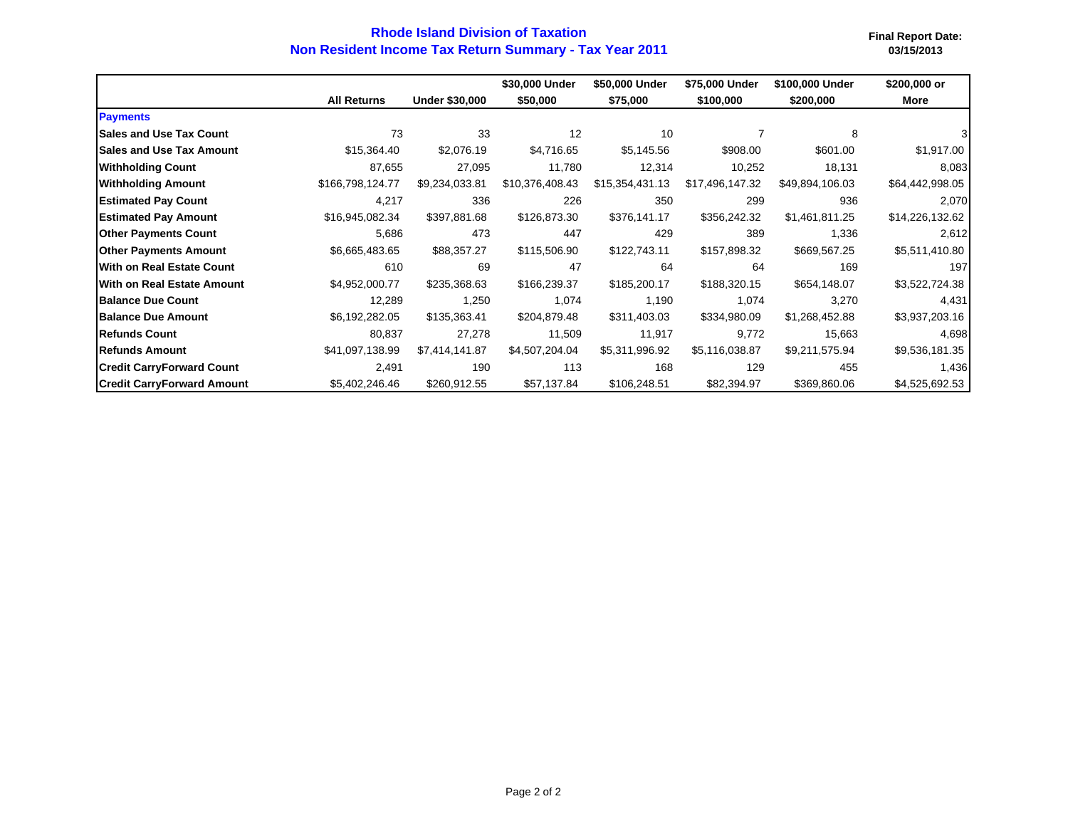# Rhode Island Division of Taxation

## Non Resident Income Tax Return Summary - Tax Year 2011

**Final Report Date: 03/15/2013**

| | All Returns | Under $30,000 | $30,000 Under $50,000 | $50,000 Under $75,000 | $75,000 Under $100,000 | $100,000 Under $200,000 | $200,000 or More |
|---|---|---|---|---|---|---|---|
| **Payments** | | | | | | | |
| **Sales and Use Tax Count** | 73 | 33 | 12 | 10 | 7 | 8 | 3 |
| **Sales and Use Tax Amount** | $15,364.40 | $2,076.19 | $4,716.65 | $5,145.56 | $908.00 | $601.00 | $1,917.00 |
| **Withholding Count** | 87,655 | 27,095 | 11,780 | 12,314 | 10,252 | 18,131 | 8,083 |
| **Withholding Amount** | $166,798,124.77 | $9,234,033.81 | $10,376,408.43 | $15,354,431.13 | $17,496,147.32 | $49,894,106.03 | $64,442,998.05 |
| **Estimated Pay Count** | 4,217 | 336 | 226 | 350 | 299 | 936 | 2,070 |
| **Estimated Pay Amount** | $16,945,082.34 | $397,881.68 | $126,873.30 | $376,141.17 | $356,242.32 | $1,461,811.25 | $14,226,132.62 |
| **Other Payments Count** | 5,686 | 473 | 447 | 429 | 389 | 1,336 | 2,612 |
| **Other Payments Amount** | $6,665,483.65 | $88,357.27 | $115,506.90 | $122,743.11 | $157,898.32 | $669,567.25 | $5,511,410.80 |
| **With on Real Estate Count** | 610 | 69 | 47 | 64 | 64 | 169 | 197 |
| **With on Real Estate Amount** | $4,952,000.77 | $235,368.63 | $166,239.37 | $185,200.17 | $188,320.15 | $654,148.07 | $3,522,724.38 |
| **Balance Due Count** | 12,289 | 1,250 | 1,074 | 1,190 | 1,074 | 3,270 | 4,431 |
| **Balance Due Amount** | $6,192,282.05 | $135,363.41 | $204,879.48 | $311,403.03 | $334,980.09 | $1,268,452.88 | $3,937,203.16 |
| **Refunds Count** | 80,837 | 27,278 | 11,509 | 11,917 | 9,772 | 15,663 | 4,698 |
| **Refunds Amount** | $41,097,138.99 | $7,414,141.87 | $4,507,204.04 | $5,311,996.92 | $5,116,038.87 | $9,211,575.94 | $9,536,181.35 |
| **Credit CarryForward Count** | 2,491 | 190 | 113 | 168 | 129 | 455 | 1,436 |
| **Credit CarryForward Amount** | $5,402,246.46 | $260,912.55 | $57,137.84 | $106,248.51 | $82,394.97 | $369,860.06 | $4,525,692.53 |